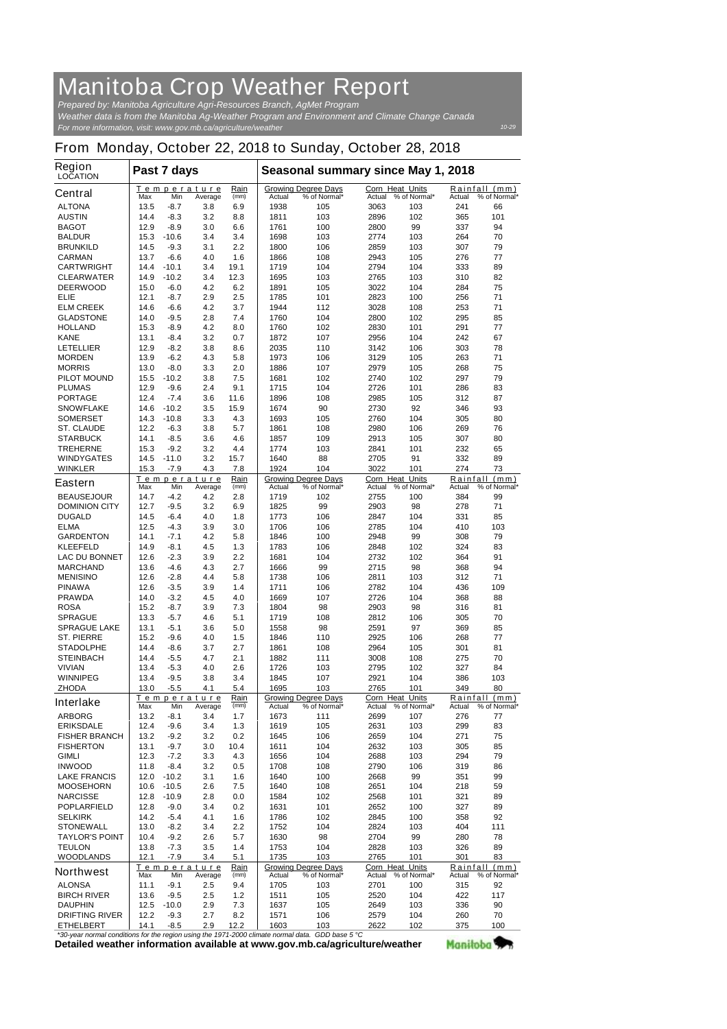# Manitoba Crop Weather Report

*Prepared by: Manitoba Agriculture Agri-Resources Branch, AgMet Program*
*Weather data is from the Manitoba Ag-Weather Program and Environment and Climate Change Canada*
*For more information, visit: www.gov.mb.ca/agriculture/weather*

10-29

## From Monday, October 22, 2018 to Sunday, October 28, 2018

| Region LOCATION | Past 7 days | | | | Seasonal summary since May 1, 2018 | | | | | |
|---|---|---|---|---|---|---|---|---|---|---|
| | Temperature | | | Rain | Growing Degree Days | | Corn Heat Units | | Rainfall (mm) | |
| **Central** | Max | Min | Average | (mm) | Actual | % of Normal* | Actual | % of Normal* | Actual | % of Normal* |
| ALTONA | 13.5 | -8.7 | 3.8 | 6.9 | 1938 | 105 | 3063 | 103 | 241 | 66 |
| AUSTIN | 14.4 | -8.3 | 3.2 | 8.8 | 1811 | 103 | 2896 | 102 | 365 | 101 |
| BAGOT | 12.9 | -8.9 | 3.0 | 6.6 | 1761 | 100 | 2800 | 99 | 337 | 94 |
| BALDUR | 15.3 | -10.6 | 3.4 | 3.4 | 1698 | 103 | 2774 | 103 | 264 | 70 |
| BRUNKILD | 14.5 | -9.3 | 3.1 | 2.2 | 1800 | 106 | 2859 | 103 | 307 | 79 |
| CARMAN | 13.7 | -6.6 | 4.0 | 1.6 | 1866 | 108 | 2943 | 105 | 276 | 77 |
| CARTWRIGHT | 14.4 | -10.1 | 3.4 | 19.1 | 1719 | 104 | 2794 | 104 | 333 | 89 |
| CLEARWATER | 14.9 | -10.2 | 3.4 | 12.3 | 1695 | 103 | 2765 | 103 | 310 | 82 |
| DEERWOOD | 15.0 | -6.0 | 4.2 | 6.2 | 1891 | 105 | 3022 | 104 | 284 | 75 |
| ELIE | 12.1 | -8.7 | 2.9 | 2.5 | 1785 | 101 | 2823 | 100 | 256 | 71 |
| ELM CREEK | 14.6 | -6.6 | 4.2 | 3.7 | 1944 | 112 | 3028 | 108 | 253 | 71 |
| GLADSTONE | 14.0 | -9.5 | 2.8 | 7.4 | 1760 | 104 | 2800 | 102 | 295 | 85 |
| HOLLAND | 15.3 | -8.9 | 4.2 | 8.0 | 1760 | 102 | 2830 | 101 | 291 | 77 |
| KANE | 13.1 | -8.4 | 3.2 | 0.7 | 1872 | 107 | 2956 | 104 | 242 | 67 |
| LETELLIER | 12.9 | -8.2 | 3.8 | 8.6 | 2035 | 110 | 3142 | 106 | 303 | 78 |
| MORDEN | 13.9 | -6.2 | 4.3 | 5.8 | 1973 | 106 | 3129 | 105 | 263 | 71 |
| MORRIS | 13.0 | -8.0 | 3.3 | 2.0 | 1886 | 107 | 2979 | 105 | 268 | 75 |
| PILOT MOUND | 15.5 | -10.2 | 3.8 | 7.5 | 1681 | 102 | 2740 | 102 | 297 | 79 |
| PLUMAS | 12.9 | -9.6 | 2.4 | 9.1 | 1715 | 104 | 2726 | 101 | 286 | 83 |
| PORTAGE | 12.4 | -7.4 | 3.6 | 11.6 | 1896 | 108 | 2985 | 105 | 312 | 87 |
| SNOWFLAKE | 14.6 | -10.2 | 3.5 | 15.9 | 1674 | 90 | 2730 | 92 | 346 | 93 |
| SOMERSET | 14.3 | -10.8 | 3.3 | 4.3 | 1693 | 105 | 2760 | 104 | 305 | 80 |
| ST. CLAUDE | 12.2 | -6.3 | 3.8 | 5.7 | 1861 | 108 | 2980 | 106 | 269 | 76 |
| STARBUCK | 14.1 | -8.5 | 3.6 | 4.6 | 1857 | 109 | 2913 | 105 | 307 | 80 |
| TREHERNE | 15.3 | -9.2 | 3.2 | 4.4 | 1774 | 103 | 2841 | 101 | 232 | 65 |
| WINDYGATES | 14.5 | -11.0 | 3.2 | 15.7 | 1640 | 88 | 2705 | 91 | 332 | 89 |
| WINKLER | 15.3 | -7.9 | 4.3 | 7.8 | 1924 | 104 | 3022 | 101 | 274 | 73 |
| **Eastern** | Max | Min | Average | (mm) | Actual | % of Normal* | Actual | % of Normal* | Actual | % of Normal* |
| BEAUSEJOUR | 14.7 | -4.2 | 4.2 | 2.8 | 1719 | 102 | 2755 | 100 | 384 | 99 |
| DOMINION CITY | 12.7 | -9.5 | 3.2 | 6.9 | 1825 | 99 | 2903 | 98 | 278 | 71 |
| DUGALD | 14.5 | -6.4 | 4.0 | 1.8 | 1773 | 106 | 2847 | 104 | 331 | 85 |
| ELMA | 12.5 | -4.3 | 3.9 | 3.0 | 1706 | 106 | 2785 | 104 | 410 | 103 |
| GARDENTON | 14.1 | -7.1 | 4.2 | 5.8 | 1846 | 100 | 2948 | 99 | 308 | 79 |
| KLEEFELD | 14.9 | -8.1 | 4.5 | 1.3 | 1783 | 106 | 2848 | 102 | 324 | 83 |
| LAC DU BONNET | 12.6 | -2.3 | 3.9 | 2.2 | 1681 | 104 | 2732 | 102 | 364 | 91 |
| MARCHAND | 13.6 | -4.6 | 4.3 | 2.7 | 1666 | 99 | 2715 | 98 | 368 | 94 |
| MENISINO | 12.6 | -2.8 | 4.4 | 5.8 | 1738 | 106 | 2811 | 103 | 312 | 71 |
| PINAWA | 12.6 | -3.5 | 3.9 | 1.4 | 1711 | 106 | 2782 | 104 | 436 | 109 |
| PRAWDA | 14.0 | -3.2 | 4.5 | 4.0 | 1669 | 107 | 2726 | 104 | 368 | 88 |
| ROSA | 15.2 | -8.7 | 3.9 | 7.3 | 1804 | 98 | 2903 | 98 | 316 | 81 |
| SPRAGUE | 13.3 | -5.7 | 4.6 | 5.1 | 1719 | 108 | 2812 | 106 | 305 | 70 |
| SPRAGUE LAKE | 13.1 | -5.1 | 3.6 | 5.0 | 1558 | 98 | 2591 | 97 | 369 | 85 |
| ST. PIERRE | 15.2 | -9.6 | 4.0 | 1.5 | 1846 | 110 | 2925 | 106 | 268 | 77 |
| STADOLPHE | 14.4 | -8.6 | 3.7 | 2.7 | 1861 | 108 | 2964 | 105 | 301 | 81 |
| STEINBACH | 14.4 | -5.5 | 4.7 | 2.1 | 1882 | 111 | 3008 | 108 | 275 | 70 |
| VIVIAN | 13.4 | -5.3 | 4.0 | 2.6 | 1726 | 103 | 2795 | 102 | 327 | 84 |
| WINNIPEG | 13.4 | -9.5 | 3.8 | 3.4 | 1845 | 107 | 2921 | 104 | 386 | 103 |
| ZHODA | 13.0 | -5.5 | 4.1 | 5.4 | 1695 | 103 | 2765 | 101 | 349 | 80 |
| **Interlake** | Max | Min | Average | (mm) | Actual | % of Normal* | Actual | % of Normal* | Actual | % of Normal* |
| ARBORG | 13.2 | -8.1 | 3.4 | 1.7 | 1673 | 111 | 2699 | 107 | 276 | 77 |
| ERIKSDALE | 12.4 | -9.6 | 3.4 | 1.3 | 1619 | 105 | 2631 | 103 | 299 | 83 |
| FISHER BRANCH | 13.2 | -9.2 | 3.2 | 0.2 | 1645 | 106 | 2659 | 104 | 271 | 75 |
| FISHERTON | 13.1 | -9.7 | 3.0 | 10.4 | 1611 | 104 | 2632 | 103 | 305 | 85 |
| GIMLI | 12.3 | -7.2 | 3.3 | 4.3 | 1656 | 104 | 2688 | 103 | 294 | 79 |
| INWOOD | 11.8 | -8.4 | 3.2 | 0.5 | 1708 | 108 | 2790 | 106 | 319 | 86 |
| LAKE FRANCIS | 12.0 | -10.2 | 3.1 | 1.6 | 1640 | 100 | 2668 | 99 | 351 | 99 |
| MOOSEHORN | 10.6 | -10.5 | 2.6 | 7.5 | 1640 | 108 | 2651 | 104 | 218 | 59 |
| NARCISSE | 12.8 | -10.9 | 2.8 | 0.0 | 1584 | 102 | 2568 | 101 | 321 | 89 |
| POPLARFIELD | 12.8 | -9.0 | 3.4 | 0.2 | 1631 | 101 | 2652 | 100 | 327 | 89 |
| SELKIRK | 14.2 | -5.4 | 4.1 | 1.6 | 1786 | 102 | 2845 | 100 | 358 | 92 |
| STONEWALL | 13.0 | -8.2 | 3.4 | 2.2 | 1752 | 104 | 2824 | 103 | 404 | 111 |
| TAYLOR'S POINT | 10.4 | -9.2 | 2.6 | 5.7 | 1630 | 98 | 2704 | 99 | 280 | 78 |
| TEULON | 13.8 | -7.3 | 3.5 | 1.4 | 1753 | 104 | 2828 | 103 | 326 | 89 |
| WOODLANDS | 12.1 | -7.9 | 3.4 | 5.1 | 1735 | 103 | 2765 | 101 | 301 | 83 |
| **Northwest** | Max | Min | Average | (mm) | Actual | % of Normal* | Actual | % of Normal* | Actual | % of Normal* |
| ALONSA | 11.1 | -9.1 | 2.5 | 9.4 | 1705 | 103 | 2701 | 100 | 315 | 92 |
| BIRCH RIVER | 13.6 | -9.5 | 2.5 | 1.2 | 1511 | 105 | 2520 | 104 | 422 | 117 |
| DAUPHIN | 12.5 | -10.0 | 2.9 | 7.3 | 1637 | 105 | 2649 | 103 | 336 | 90 |
| DRIFTING RIVER | 12.2 | -9.3 | 2.7 | 8.2 | 1571 | 106 | 2579 | 104 | 260 | 70 |
| ETHELBERT | 14.1 | -8.5 | 2.9 | 12.2 | 1603 | 103 | 2622 | 102 | 375 | 100 |

*\*30-year normal conditions for the region using the 1971-2000 climate normal data. GDD base 5 °C*

**Detailed weather information available at www.gov.mb.ca/agriculture/weather**

Manitoba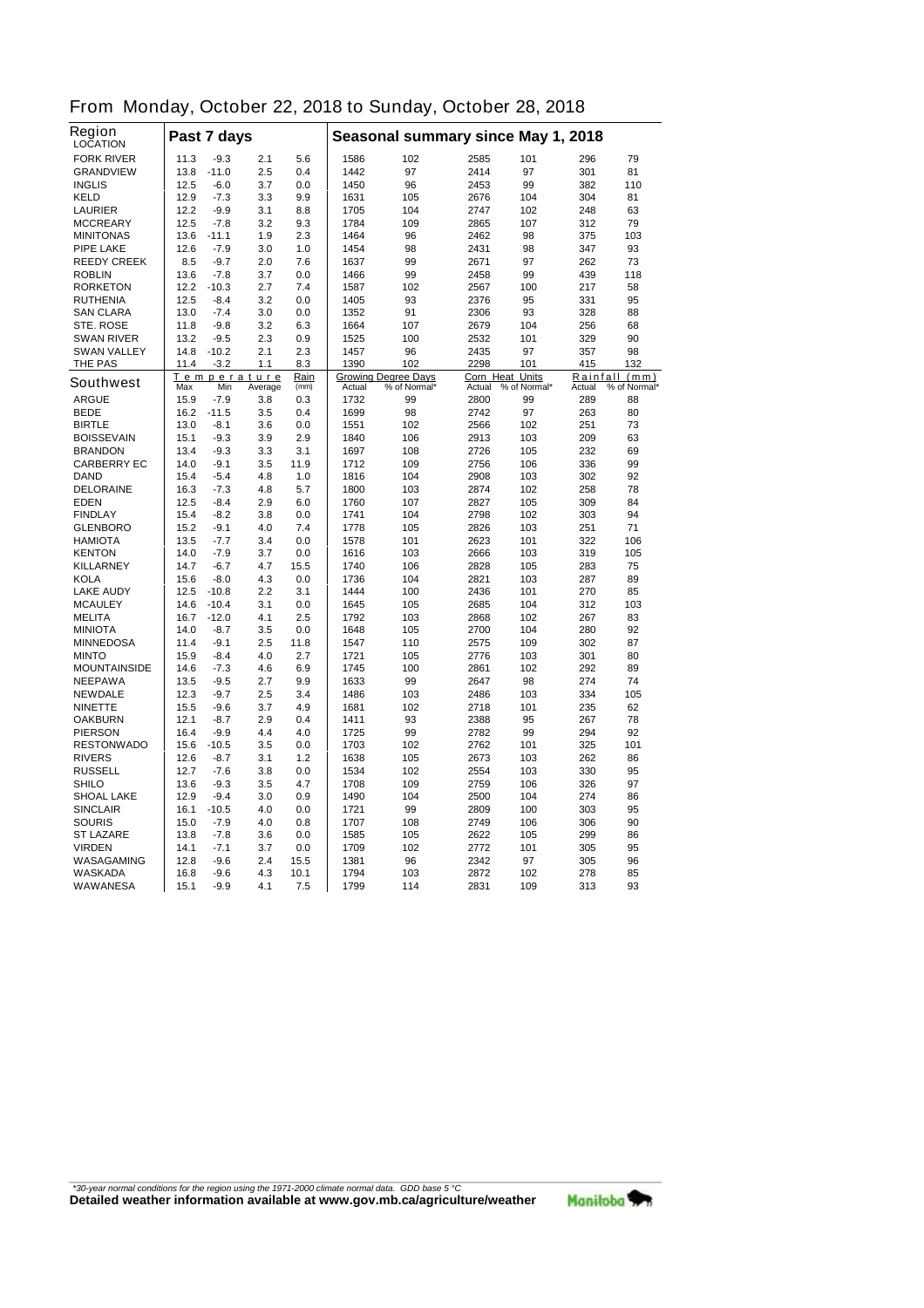# From Monday, October 22, 2018 to Sunday, October 28, 2018

| Region LOCATION | Past 7 days | | | | Seasonal summary since May 1, 2018 | | | | | |
|---|---|---|---|---|---|---|---|---|---|---|
| FORK RIVER | 11.3 | -9.3 | 2.1 | 5.6 | 1586 | 102 | 2585 | 101 | 296 | 79 |
| GRANDVIEW | 13.8 | -11.0 | 2.5 | 0.4 | 1442 | 97 | 2414 | 97 | 301 | 81 |
| INGLIS | 12.5 | -6.0 | 3.7 | 0.0 | 1450 | 96 | 2453 | 99 | 382 | 110 |
| KELD | 12.9 | -7.3 | 3.3 | 9.9 | 1631 | 105 | 2676 | 104 | 304 | 81 |
| LAURIER | 12.2 | -9.9 | 3.1 | 8.8 | 1705 | 104 | 2747 | 102 | 248 | 63 |
| MCCREARY | 12.5 | -7.8 | 3.2 | 9.3 | 1784 | 109 | 2865 | 107 | 312 | 79 |
| MINITONAS | 13.6 | -11.1 | 1.9 | 2.3 | 1464 | 96 | 2462 | 98 | 375 | 103 |
| PIPE LAKE | 12.6 | -7.9 | 3.0 | 1.0 | 1454 | 98 | 2431 | 98 | 347 | 93 |
| REEDY CREEK | 8.5 | -9.7 | 2.0 | 7.6 | 1637 | 99 | 2671 | 97 | 262 | 73 |
| ROBLIN | 13.6 | -7.8 | 3.7 | 0.0 | 1466 | 99 | 2458 | 99 | 439 | 118 |
| RORKETON | 12.2 | -10.3 | 2.7 | 7.4 | 1587 | 102 | 2567 | 100 | 217 | 58 |
| RUTHENIA | 12.5 | -8.4 | 3.2 | 0.0 | 1405 | 93 | 2376 | 95 | 331 | 95 |
| SAN CLARA | 13.0 | -7.4 | 3.0 | 0.0 | 1352 | 91 | 2306 | 93 | 328 | 88 |
| STE. ROSE | 11.8 | -9.8 | 3.2 | 6.3 | 1664 | 107 | 2679 | 104 | 256 | 68 |
| SWAN RIVER | 13.2 | -9.5 | 2.3 | 0.9 | 1525 | 100 | 2532 | 101 | 329 | 90 |
| SWAN VALLEY | 14.8 | -10.2 | 2.1 | 2.3 | 1457 | 96 | 2435 | 97 | 357 | 98 |
| THE PAS | 11.4 | -3.2 | 1.1 | 8.3 | 1390 | 102 | 2298 | 101 | 415 | 132 |
| **Southwest** | Temperature | | | Rain | Growing Degree Days | | Corn Heat Units | | Rainfall (mm) | |
| | Max | Min | Average | (mm) | Actual | % of Normal* | Actual | % of Normal* | Actual | % of Normal* |
| ARGUE | 15.9 | -7.9 | 3.8 | 0.3 | 1732 | 99 | 2800 | 99 | 289 | 88 |
| BEDE | 16.2 | -11.5 | 3.5 | 0.4 | 1699 | 98 | 2742 | 97 | 263 | 80 |
| BIRTLE | 13.0 | -8.1 | 3.6 | 0.0 | 1551 | 102 | 2566 | 102 | 251 | 73 |
| BOISSEVAIN | 15.1 | -9.3 | 3.9 | 2.9 | 1840 | 106 | 2913 | 103 | 209 | 63 |
| BRANDON | 13.4 | -9.3 | 3.3 | 3.1 | 1697 | 108 | 2726 | 105 | 232 | 69 |
| CARBERRY EC | 14.0 | -9.1 | 3.5 | 11.9 | 1712 | 109 | 2756 | 106 | 336 | 99 |
| DAND | 15.4 | -5.4 | 4.8 | 1.0 | 1816 | 104 | 2908 | 103 | 302 | 92 |
| DELORAINE | 16.3 | -7.3 | 4.8 | 5.7 | 1800 | 103 | 2874 | 102 | 258 | 78 |
| EDEN | 12.5 | -8.4 | 2.9 | 6.0 | 1760 | 107 | 2827 | 105 | 309 | 84 |
| FINDLAY | 15.4 | -8.2 | 3.8 | 0.0 | 1741 | 104 | 2798 | 102 | 303 | 94 |
| GLENBORO | 15.2 | -9.1 | 4.0 | 7.4 | 1778 | 105 | 2826 | 103 | 251 | 71 |
| HAMIOTA | 13.5 | -7.7 | 3.4 | 0.0 | 1578 | 101 | 2623 | 101 | 322 | 106 |
| KENTON | 14.0 | -7.9 | 3.7 | 0.0 | 1616 | 103 | 2666 | 103 | 319 | 105 |
| KILLARNEY | 14.7 | -6.7 | 4.7 | 15.5 | 1740 | 106 | 2828 | 105 | 283 | 75 |
| KOLA | 15.6 | -8.0 | 4.3 | 0.0 | 1736 | 104 | 2821 | 103 | 287 | 89 |
| LAKE AUDY | 12.5 | -10.8 | 2.2 | 3.1 | 1444 | 100 | 2436 | 101 | 270 | 85 |
| MCAULEY | 14.6 | -10.4 | 3.1 | 0.0 | 1645 | 105 | 2685 | 104 | 312 | 103 |
| MELITA | 16.7 | -12.0 | 4.1 | 2.5 | 1792 | 103 | 2868 | 102 | 267 | 83 |
| MINIOTA | 14.0 | -8.7 | 3.5 | 0.0 | 1648 | 105 | 2700 | 104 | 280 | 92 |
| MINNEDOSA | 11.4 | -9.1 | 2.5 | 11.8 | 1547 | 110 | 2575 | 109 | 302 | 87 |
| MINTO | 15.9 | -8.4 | 4.0 | 2.7 | 1721 | 105 | 2776 | 103 | 301 | 80 |
| MOUNTAINSIDE | 14.6 | -7.3 | 4.6 | 6.9 | 1745 | 100 | 2861 | 102 | 292 | 89 |
| NEEPAWA | 13.5 | -9.5 | 2.7 | 9.9 | 1633 | 99 | 2647 | 98 | 274 | 74 |
| NEWDALE | 12.3 | -9.7 | 2.5 | 3.4 | 1486 | 103 | 2486 | 103 | 334 | 105 |
| NINETTE | 15.5 | -9.6 | 3.7 | 4.9 | 1681 | 102 | 2718 | 101 | 235 | 62 |
| OAKBURN | 12.1 | -8.7 | 2.9 | 0.4 | 1411 | 93 | 2388 | 95 | 267 | 78 |
| PIERSON | 16.4 | -9.9 | 4.4 | 4.0 | 1725 | 99 | 2782 | 99 | 294 | 92 |
| RESTONWADO | 15.6 | -10.5 | 3.5 | 0.0 | 1703 | 102 | 2762 | 101 | 325 | 101 |
| RIVERS | 12.6 | -8.7 | 3.1 | 1.2 | 1638 | 105 | 2673 | 103 | 262 | 86 |
| RUSSELL | 12.7 | -7.6 | 3.8 | 0.0 | 1534 | 102 | 2554 | 103 | 330 | 95 |
| SHILO | 13.6 | -9.3 | 3.5 | 4.7 | 1708 | 109 | 2759 | 106 | 326 | 97 |
| SHOAL LAKE | 12.9 | -9.4 | 3.0 | 0.9 | 1490 | 104 | 2500 | 104 | 274 | 86 |
| SINCLAIR | 16.1 | -10.5 | 4.0 | 0.0 | 1721 | 99 | 2809 | 100 | 303 | 95 |
| SOURIS | 15.0 | -7.9 | 4.0 | 0.8 | 1707 | 108 | 2749 | 106 | 306 | 90 |
| ST LAZARE | 13.8 | -7.8 | 3.6 | 0.0 | 1585 | 105 | 2622 | 105 | 299 | 86 |
| VIRDEN | 14.1 | -7.1 | 3.7 | 0.0 | 1709 | 102 | 2772 | 101 | 305 | 95 |
| WASAGAMING | 12.8 | -9.6 | 2.4 | 15.5 | 1381 | 96 | 2342 | 97 | 305 | 96 |
| WASKADA | 16.8 | -9.6 | 4.3 | 10.1 | 1794 | 103 | 2872 | 102 | 278 | 85 |
| WAWANESA | 15.1 | -9.9 | 4.1 | 7.5 | 1799 | 114 | 2831 | 109 | 313 | 93 |

*30-year normal conditions for the region using the 1971-2000 climate normal data. GDD base 5 °C

**Detailed weather information available at www.gov.mb.ca/agriculture/weather**

Manitoba